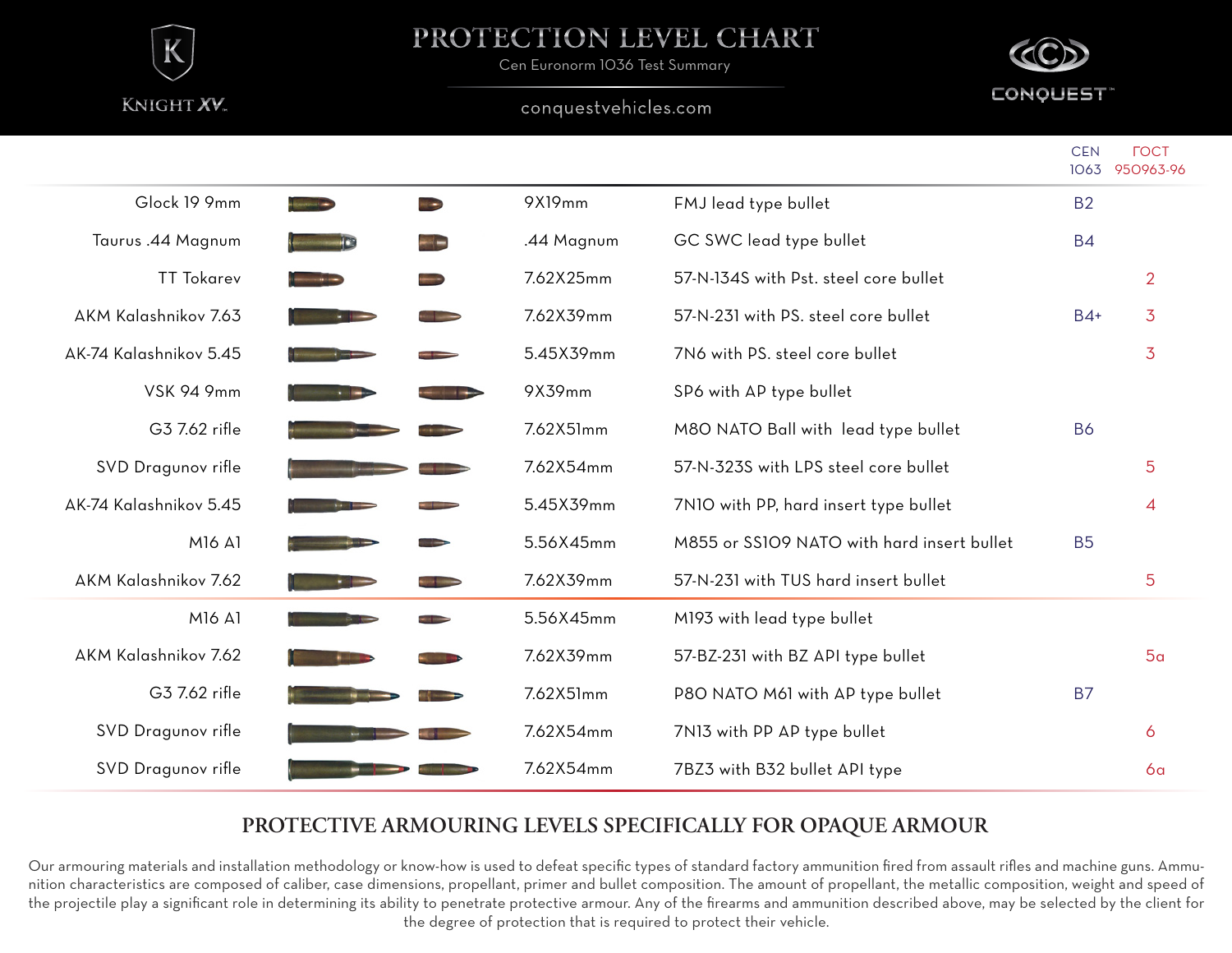# PROTECTION LEVEL CHART

Cen Euronorm 1036 Test Summary

conquestvehicles.com

KNIGHT XV

CONQUEST™

| Weapon | Caliber | Ammunition | CEN 1063 | ГОСТ 950963-96 |
|---|---|---|---|---|
| Glock 19 9mm | 9X19mm | FMJ lead type bullet | B2 | |
| Taurus .44 Magnum | .44 Magnum | GC SWC lead type bullet | B4 | |
| TT Tokarev | 7.62X25mm | 57-N-134S with Pst. steel core bullet | | 2 |
| AKM Kalashnikov 7.63 | 7.62X39mm | 57-N-231 with PS. steel core bullet | B4+ | 3 |
| AK-74 Kalashnikov 5.45 | 5.45X39mm | 7N6 with PS. steel core bullet | | 3 |
| VSK 94 9mm | 9X39mm | SP6 with AP type bullet | | |
| G3 7.62 rifle | 7.62X51mm | M80 NATO Ball with lead type bullet | B6 | |
| SVD Dragunov rifle | 7.62X54mm | 57-N-323S with LPS steel core bullet | | 5 |
| AK-74 Kalashnikov 5.45 | 5.45X39mm | 7N10 with PP, hard insert type bullet | | 4 |
| M16 A1 | 5.56X45mm | M855 or SS109 NATO with hard insert bullet | B5 | |
| AKM Kalashnikov 7.62 | 7.62X39mm | 57-N-231 with TUS hard insert bullet | | 5 |
| M16 A1 | 5.56X45mm | M193 with lead type bullet | | |
| AKM Kalashnikov 7.62 | 7.62X39mm | 57-BZ-231 with BZ API type bullet | | 5a |
| G3 7.62 rifle | 7.62X51mm | P80 NATO M61 with AP type bullet | B7 | |
| SVD Dragunov rifle | 7.62X54mm | 7N13 with PP AP type bullet | | 6 |
| SVD Dragunov rifle | 7.62X54mm | 7BZ3 with B32 bullet API type | | 6a |

## PROTECTIVE ARMOURING LEVELS SPECIFICALLY FOR OPAQUE ARMOUR

Our armouring materials and installation methodology or know-how is used to defeat specific types of standard factory ammunition fired from assault rifles and machine guns. Ammunition characteristics are composed of caliber, case dimensions, propellant, primer and bullet composition. The amount of propellant, the metallic composition, weight and speed of the projectile play a significant role in determining its ability to penetrate protective armour. Any of the firearms and ammunition described above, may be selected by the client for the degree of protection that is required to protect their vehicle.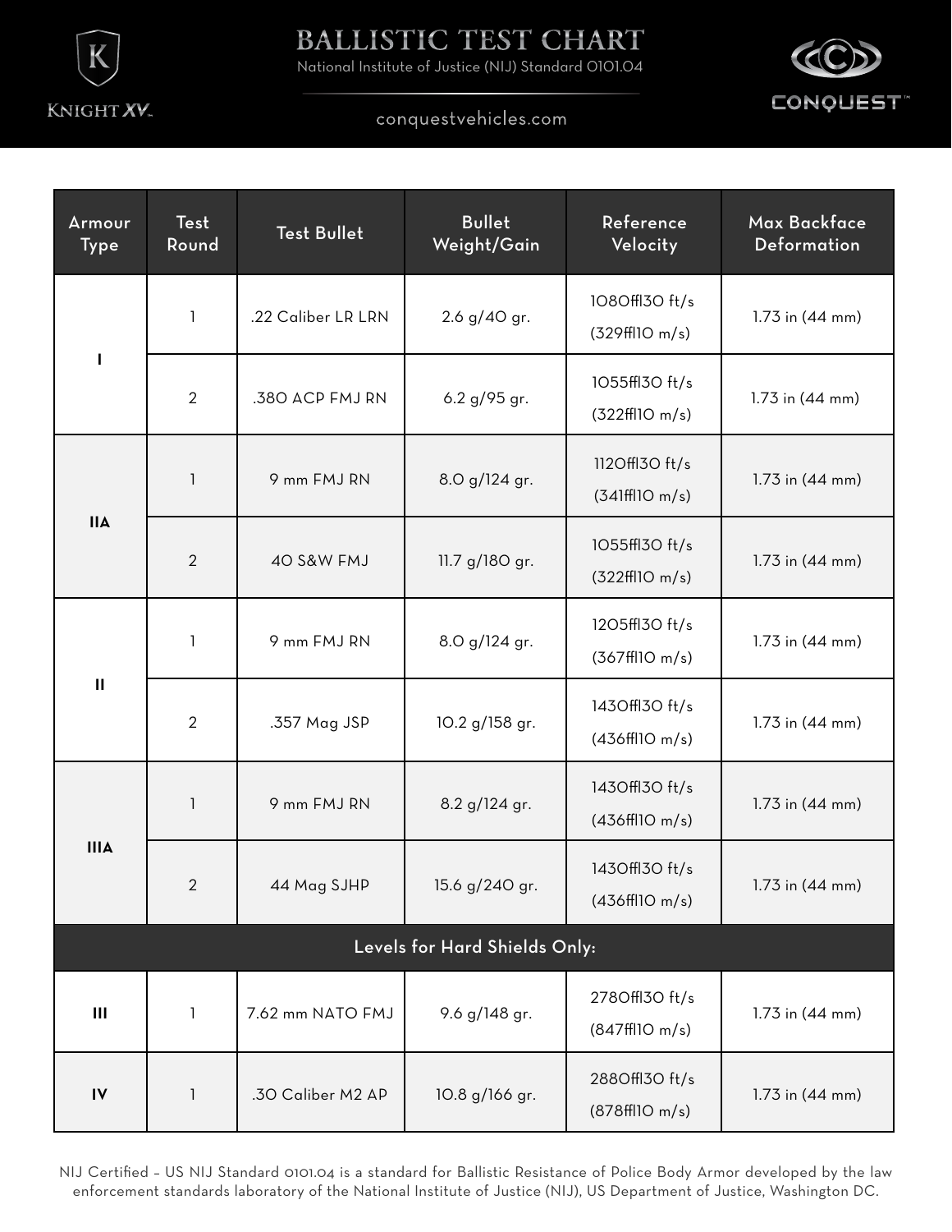# BALLISTIC TEST CHART

National Institute of Justice (NIJ) Standard 0101.04

Knight XV

CONQUEST

conquestvehicles.com

| Armour Type | Test Round | Test Bullet | Bullet Weight/Gain | Reference Velocity | Max Backface Deformation |
|---|---|---|---|---|---|
| I | 1 | .22 Caliber LR LRN | 2.6 g/40 gr. | 1080ffl30 ft/s (329ffl10 m/s) | 1.73 in (44 mm) |
| | 2 | .380 ACP FMJ RN | 6.2 g/95 gr. | 1055ffl30 ft/s (322ffl10 m/s) | 1.73 in (44 mm) |
| IIA | 1 | 9 mm FMJ RN | 8.0 g/124 gr. | 1120ffl30 ft/s (341ffl10 m/s) | 1.73 in (44 mm) |
| | 2 | 40 S&W FMJ | 11.7 g/180 gr. | 1055ffl30 ft/s (322ffl10 m/s) | 1.73 in (44 mm) |
| II | 1 | 9 mm FMJ RN | 8.0 g/124 gr. | 1205ffl30 ft/s (367ffl10 m/s) | 1.73 in (44 mm) |
| | 2 | .357 Mag JSP | 10.2 g/158 gr. | 1430ffl30 ft/s (436ffl10 m/s) | 1.73 in (44 mm) |
| IIIA | 1 | 9 mm FMJ RN | 8.2 g/124 gr. | 1430ffl30 ft/s (436ffl10 m/s) | 1.73 in (44 mm) |
| | 2 | 44 Mag SJHP | 15.6 g/240 gr. | 1430ffl30 ft/s (436ffl10 m/s) | 1.73 in (44 mm) |
| Levels for Hard Shields Only: | | | | | |
| III | 1 | 7.62 mm NATO FMJ | 9.6 g/148 gr. | 2780ffl30 ft/s (847ffl10 m/s) | 1.73 in (44 mm) |
| IV | 1 | .30 Caliber M2 AP | 10.8 g/166 gr. | 2880ffl30 ft/s (878ffl10 m/s) | 1.73 in (44 mm) |

NIJ Certified – US NIJ Standard 0101.04 is a standard for Ballistic Resistance of Police Body Armor developed by the law enforcement standards laboratory of the National Institute of Justice (NIJ), US Department of Justice, Washington DC.